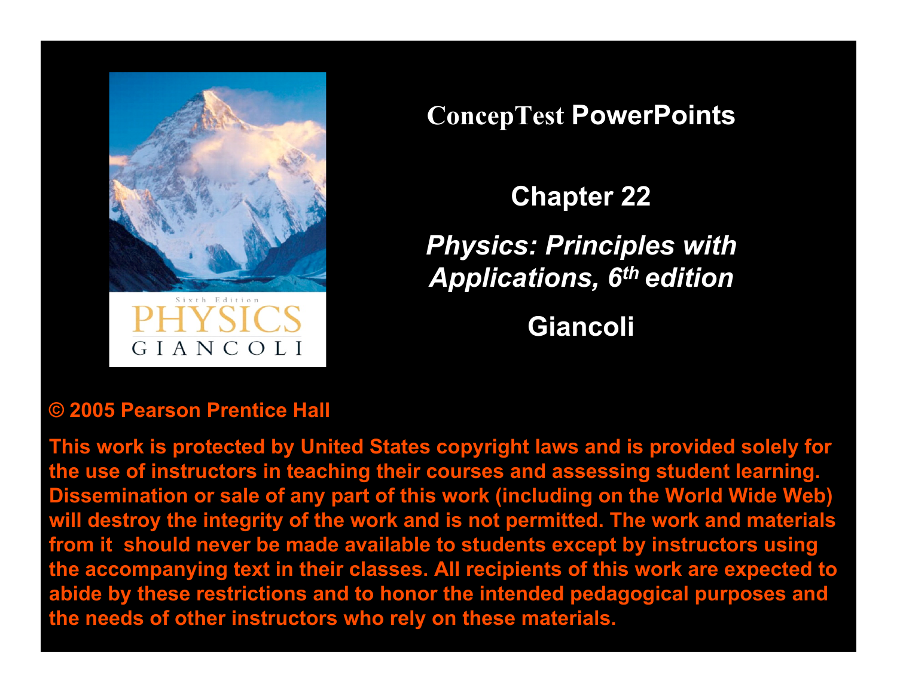# ConcepTest PowerPoints

## Chapter 22

## *Physics: Principles with Applications, 6th edition*

## Giancoli

**© 2005 Pearson Prentice Hall**

**This work is protected by United States copyright laws and is provided solely for the use of instructors in teaching their courses and assessing student learning. Dissemination or sale of any part of this work (including on the World Wide Web) will destroy the integrity of the work and is not permitted. The work and materials from it should never be made available to students except by instructors using the accompanying text in their classes. All recipients of this work are expected to abide by these restrictions and to honor the intended pedagogical purposes and the needs of other instructors who rely on these materials.**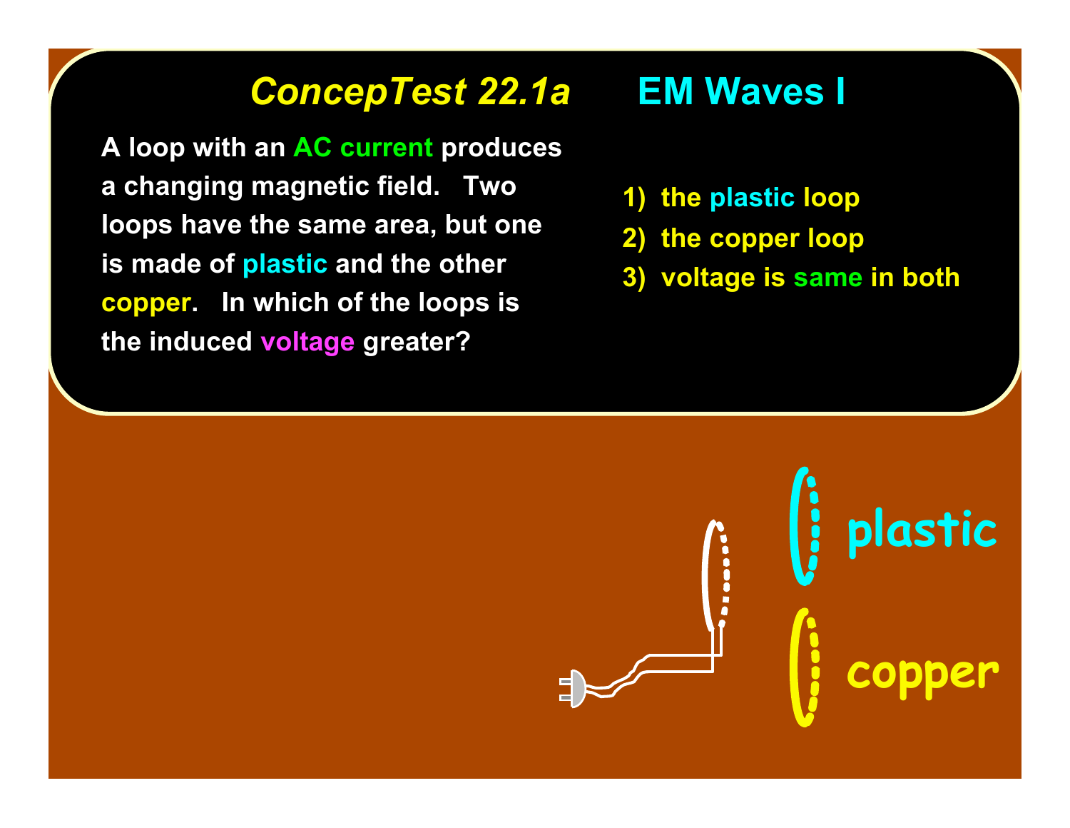## *ConcepTest 22.1a* EM Waves I

A loop with an AC current produces a changing magnetic field. Two loops have the same area, but one is made of plastic and the other copper. In which of the loops is the induced voltage greater?

1) the plastic loop
2) the copper loop
3) voltage is same in both

plastic

copper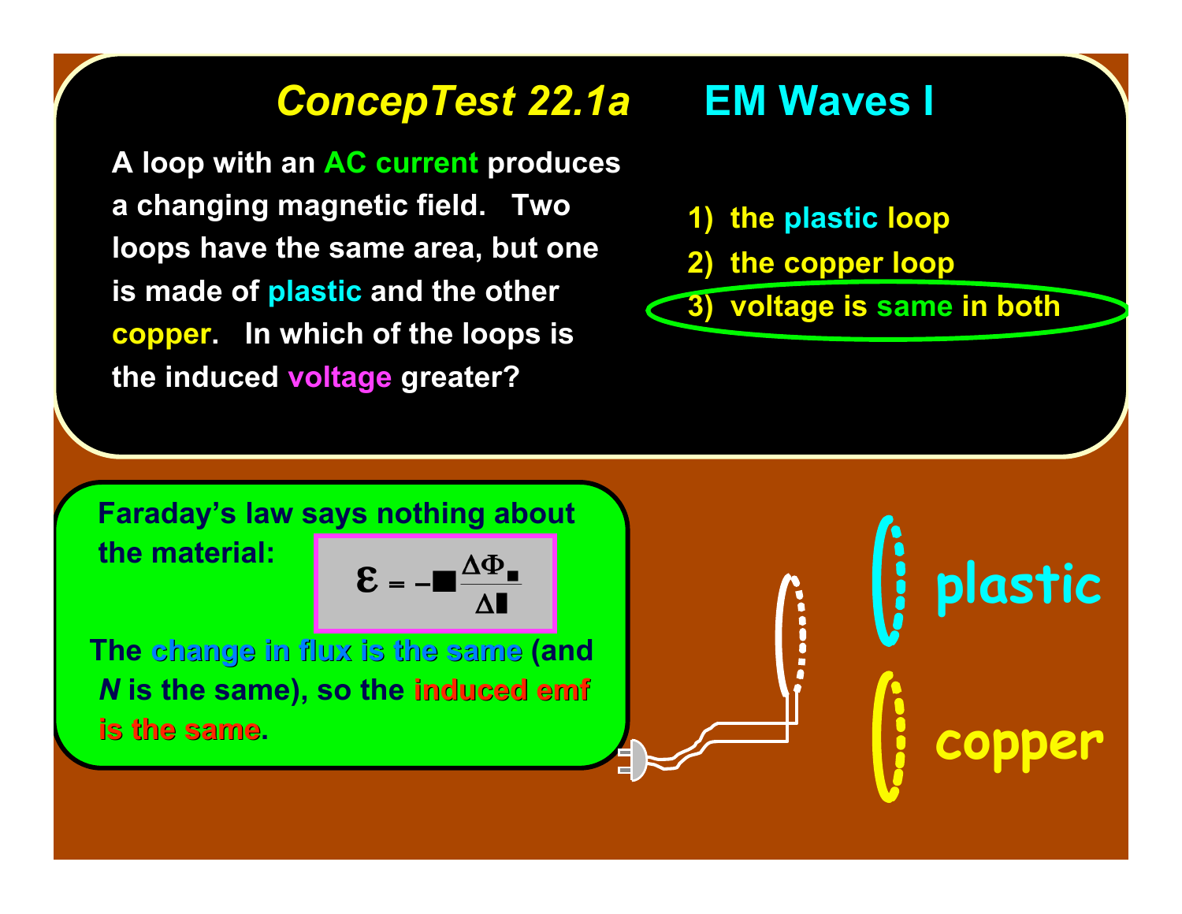# ConcepTest 22.1a EM Waves I

A loop with an AC current produces a changing magnetic field. Two loops have the same area, but one is made of plastic and the other copper. In which of the loops is the induced voltage greater?

1) the plastic loop
2) the copper loop
3) voltage is same in both

Faraday's law says nothing about the material:

$$\varepsilon = -N \frac{\Delta \Phi_B}{\Delta t}$$

The change in flux is the same (and *N* is the same), so the induced emf is the same.

plastic

copper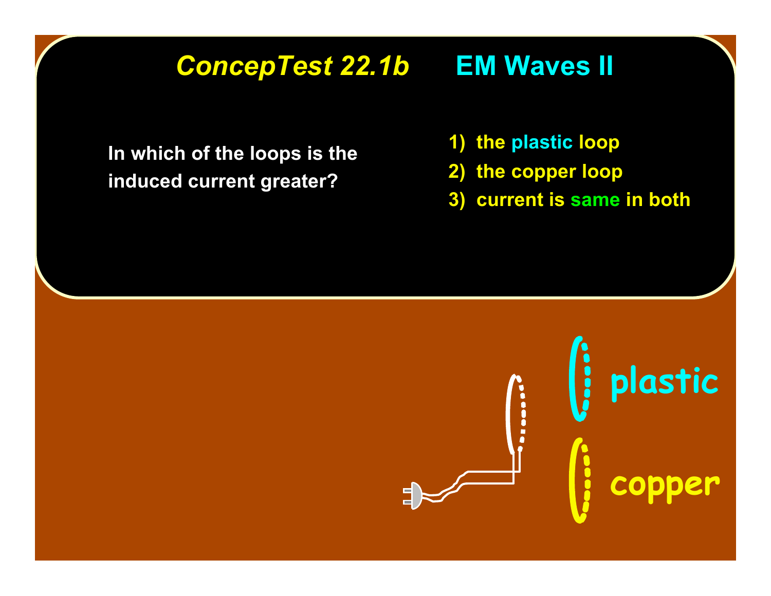# *ConcepTest 22.1b* EM Waves II

In which of the loops is the induced current greater?

1) the plastic loop
2) the copper loop
3) current is same in both

plastic

copper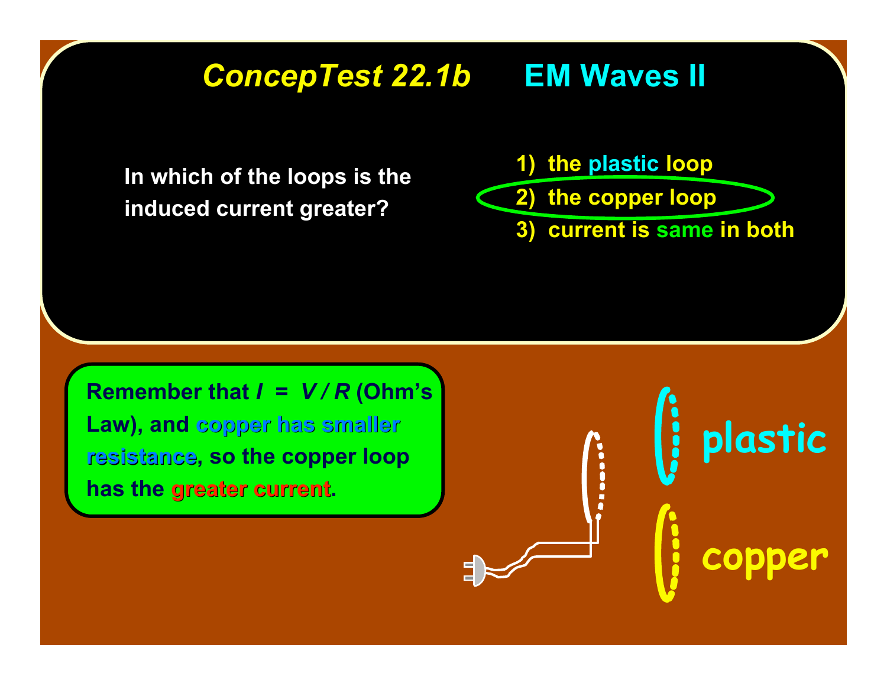# *ConcepTest 22.1b* EM Waves II

In which of the loops is the induced current greater?

1) the plastic loop
2) the copper loop
3) current is same in both

Remember that $I = V / R$ (Ohm's Law), and copper has smaller resistance, so the copper loop has the greater current.

plastic

copper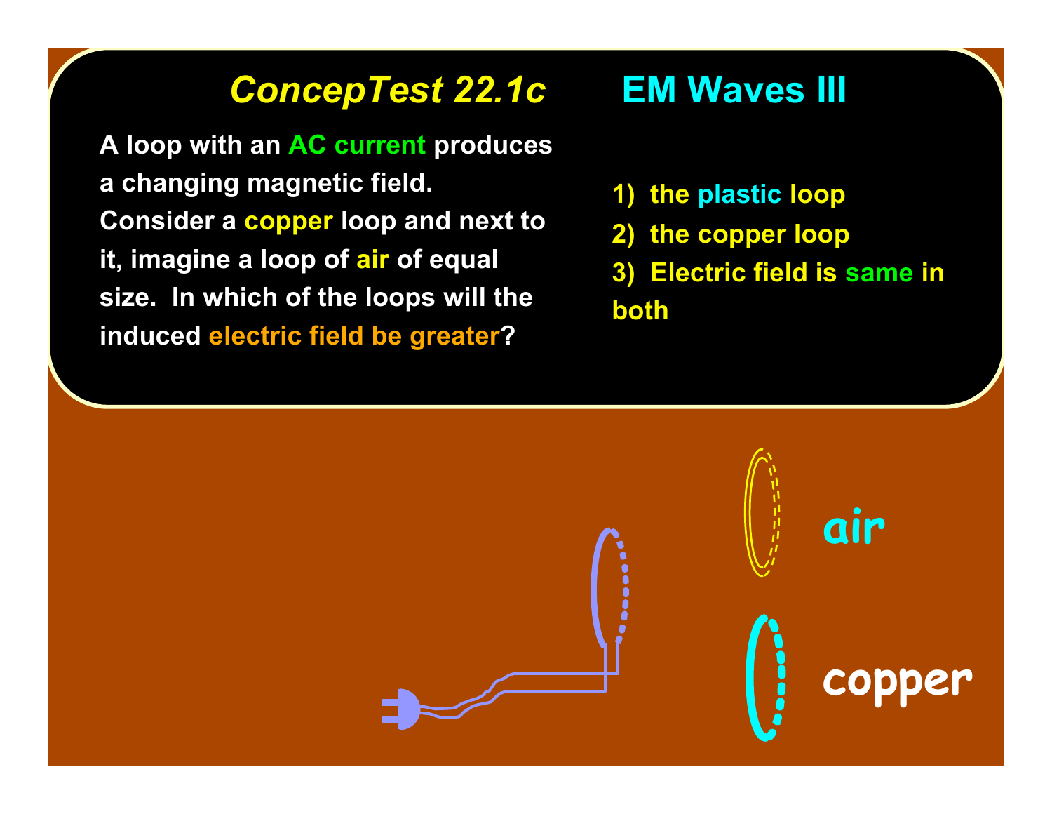## *ConcepTest 22.1c* EM Waves III

A loop with an AC current produces a changing magnetic field. Consider a copper loop and next to it, imagine a loop of air of equal size. In which of the loops will the induced electric field be greater?

1) the plastic loop
2) the copper loop
3) Electric field is same in both

air

copper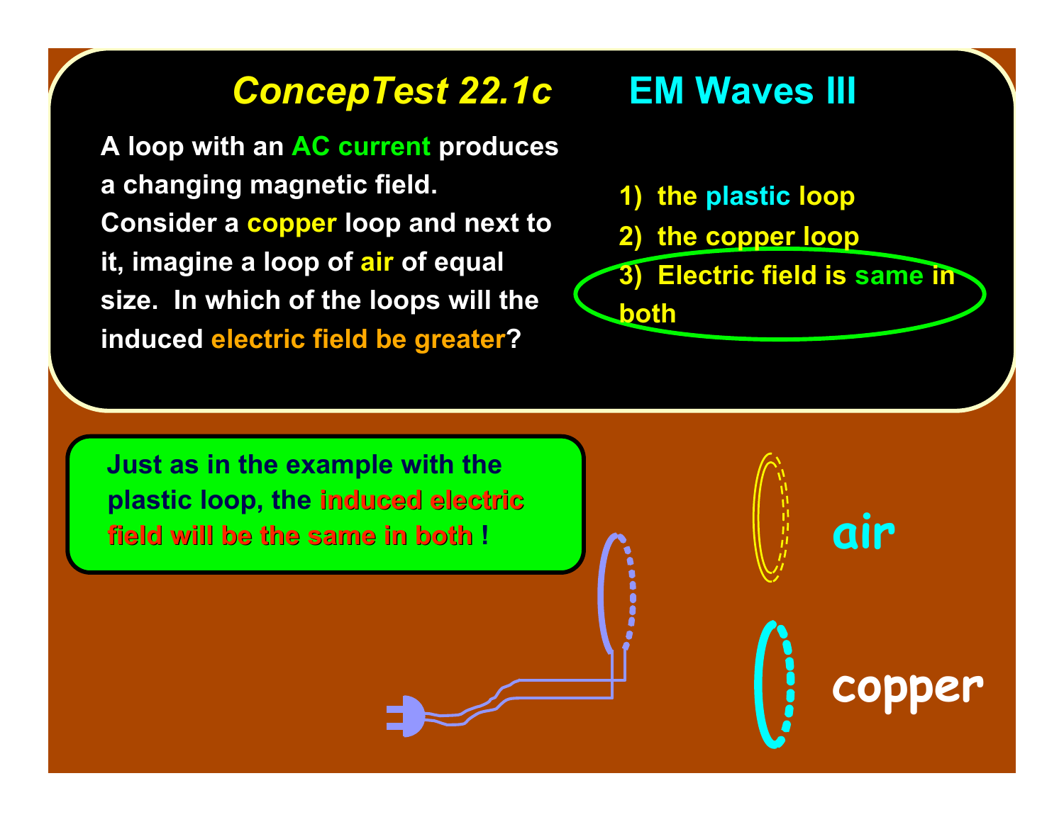# *ConcepTest 22.1c* EM Waves III

A loop with an AC current produces a changing magnetic field. Consider a copper loop and next to it, imagine a loop of air of equal size. In which of the loops will the induced electric field be greater?

1) the plastic loop
2) the copper loop
3) Electric field is same in both

Just as in the example with the plastic loop, the induced electric field will be the same in both !

air

copper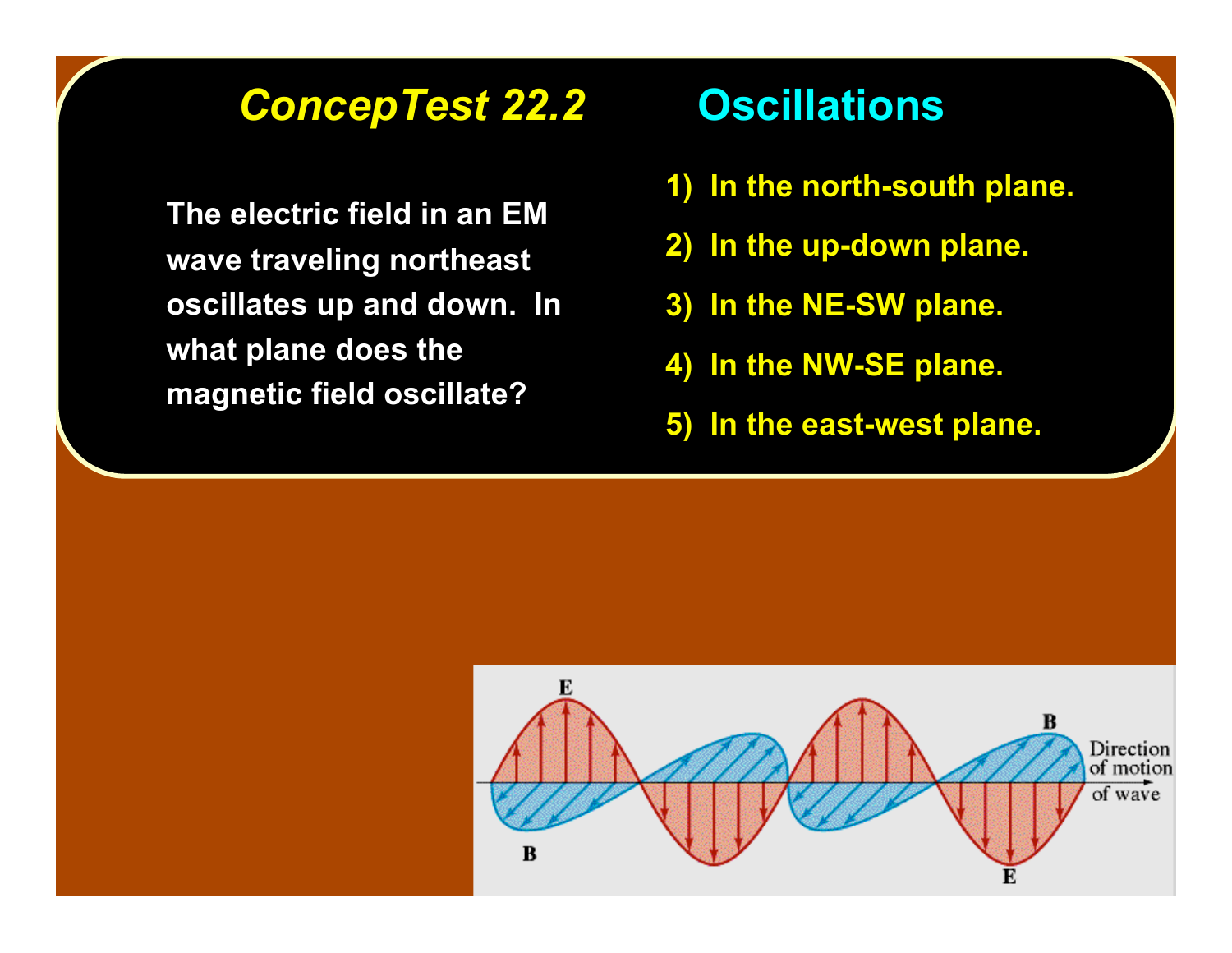# *ConcepTest 22.2* Oscillations

The electric field in an EM wave traveling northeast oscillates up and down. In what plane does the magnetic field oscillate?

1) In the north-south plane.
2) In the up-down plane.
3) In the NE-SW plane.
4) In the NW-SE plane.
5) In the east-west plane.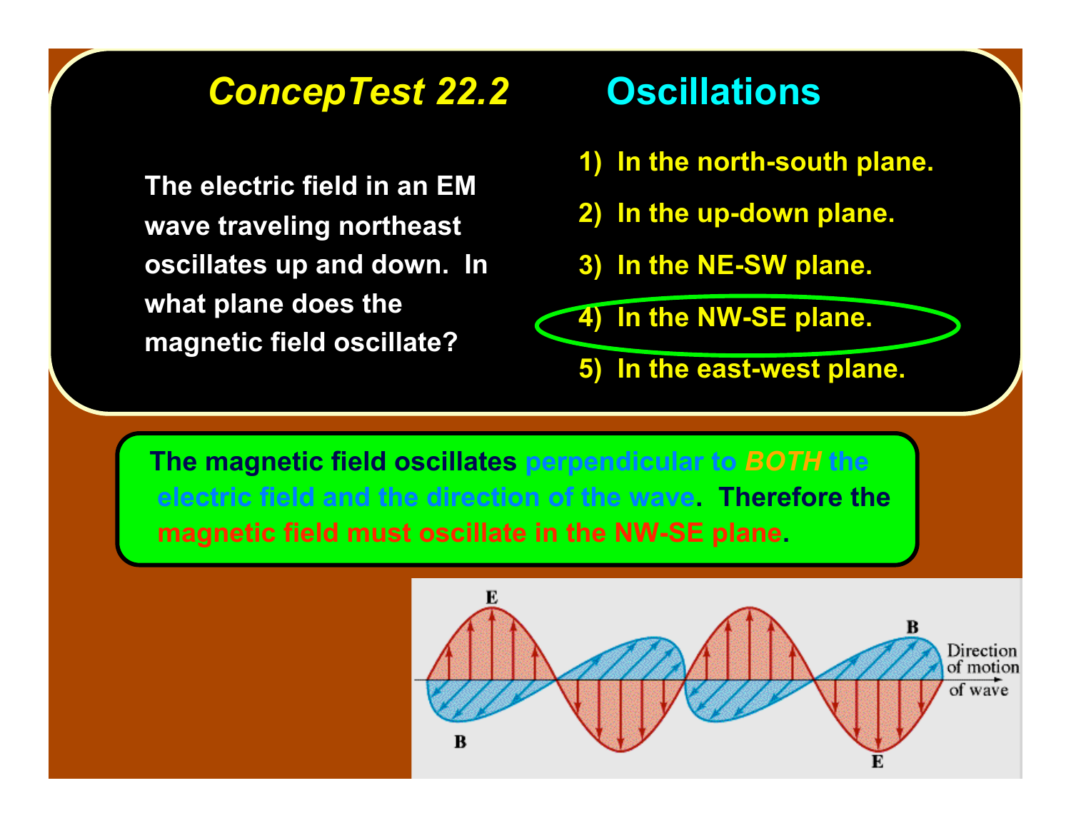# *ConcepTest 22.2* Oscillations

The electric field in an EM wave traveling northeast oscillates up and down. In what plane does the magnetic field oscillate?

1) In the north-south plane.
2) In the up-down plane.
3) In the NE-SW plane.
4) In the NW-SE plane.
5) In the east-west plane.

The magnetic field oscillates perpendicular to *BOTH* the electric field and the direction of the wave. Therefore the magnetic field must oscillate in the NW-SE plane.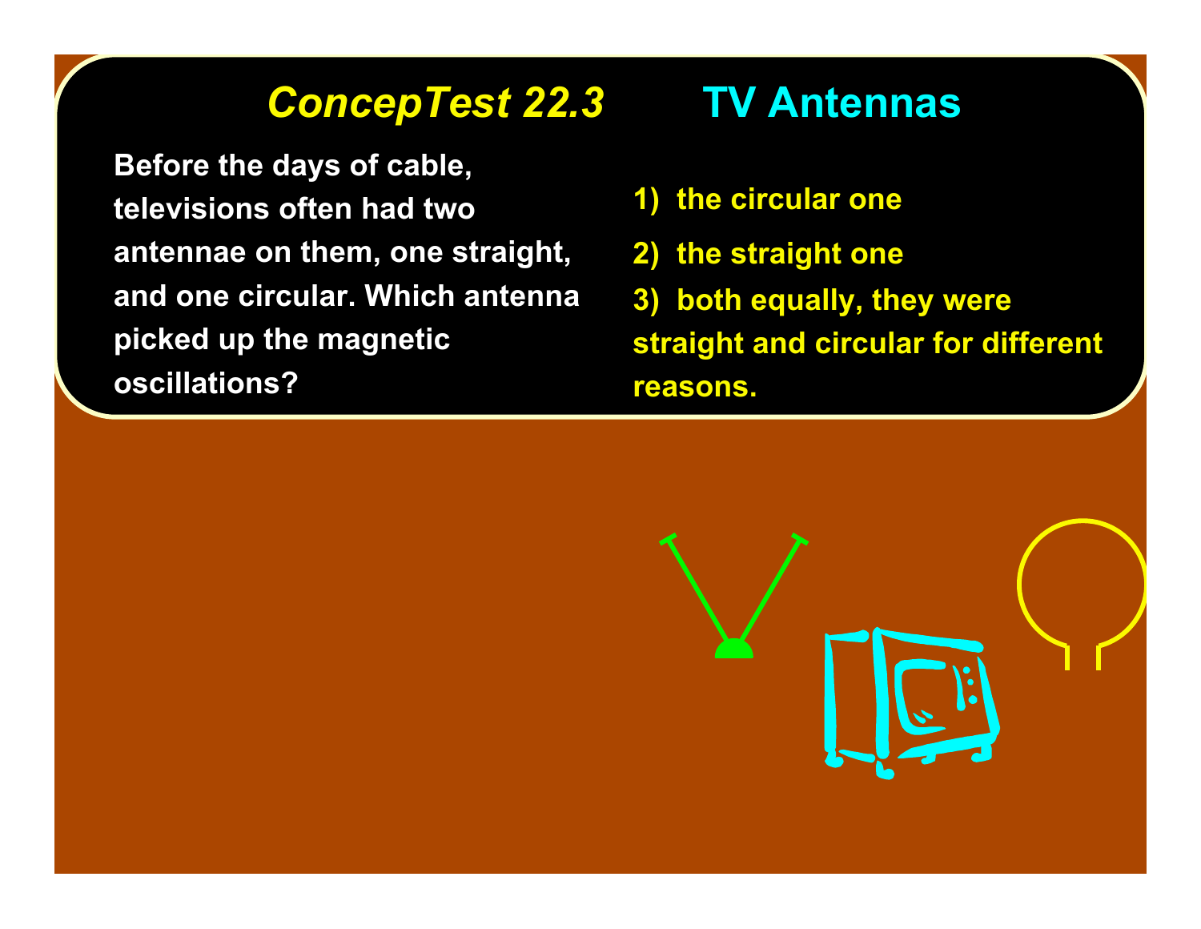# *ConcepTest 22.3* TV Antennas

Before the days of cable, televisions often had two antennae on them, one straight, and one circular. Which antenna picked up the magnetic oscillations?

1) the circular one

2) the straight one

3) both equally, they were straight and circular for different reasons.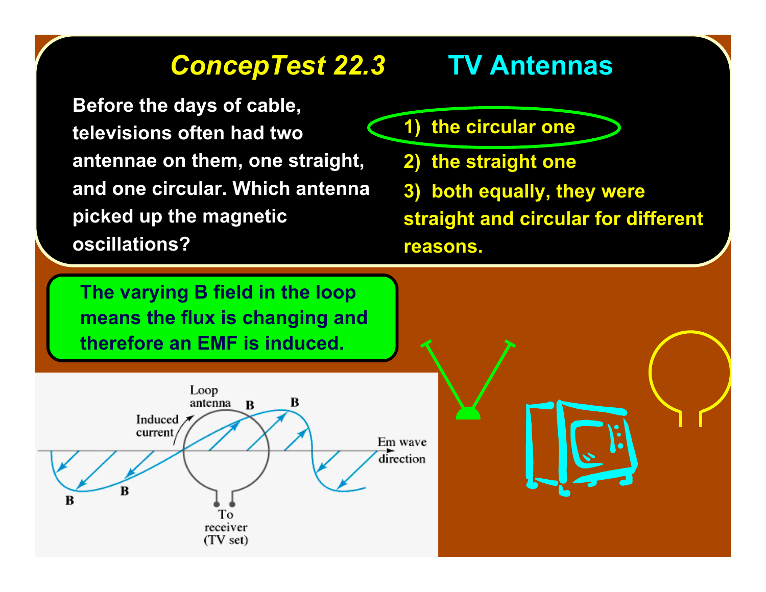# *ConcepTest 22.3* TV Antennas

Before the days of cable, televisions often had two antennae on them, one straight, and one circular. Which antenna picked up the magnetic oscillations?

1) the circular one
2) the straight one
3) both equally, they were straight and circular for different reasons.

**The varying B field in the loop means the flux is changing and therefore an EMF is induced.**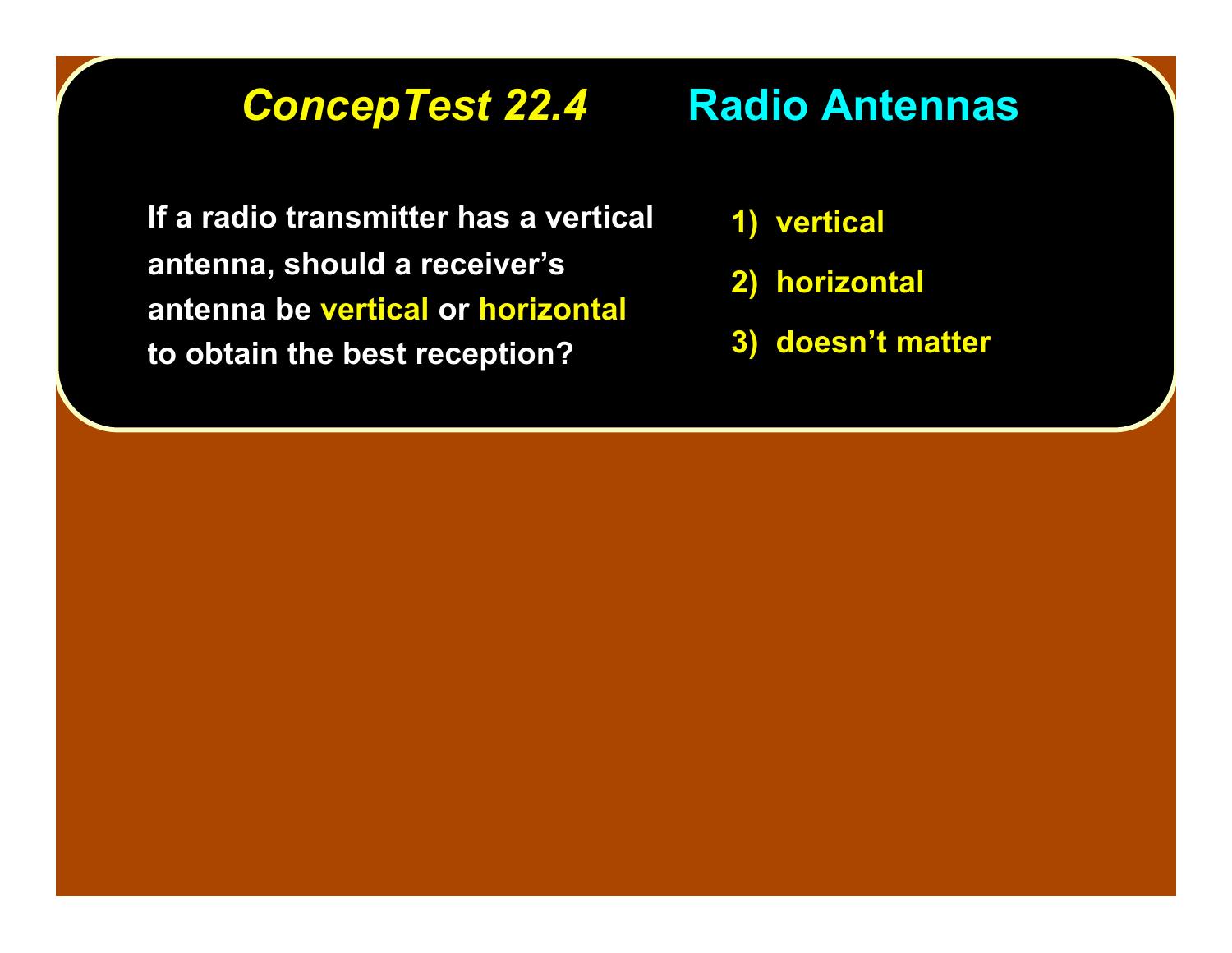# *ConcepTest 22.4* Radio Antennas

If a radio transmitter has a vertical antenna, should a receiver's antenna be **vertical** or **horizontal** to obtain the best reception?

1) vertical
2) horizontal
3) doesn't matter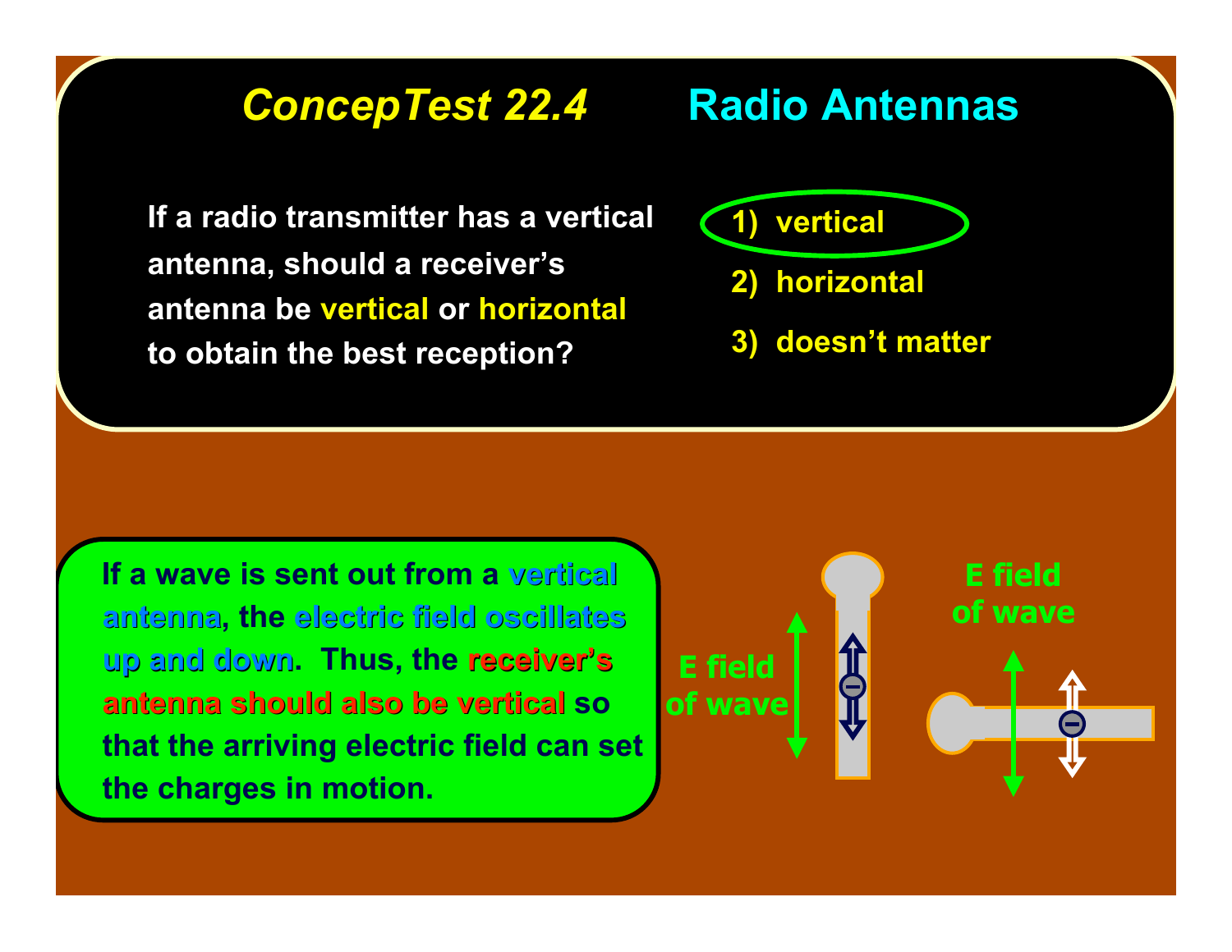# *ConcepTest 22.4* Radio Antennas

**If a radio transmitter has a vertical antenna, should a receiver's antenna be vertical or horizontal to obtain the best reception?**

1) vertical
2) horizontal
3) doesn't matter

**If a wave is sent out from a vertical antenna, the electric field oscillates up and down. Thus, the receiver's antenna should also be vertical so that the arriving electric field can set the charges in motion.**

E field of wave

E field of wave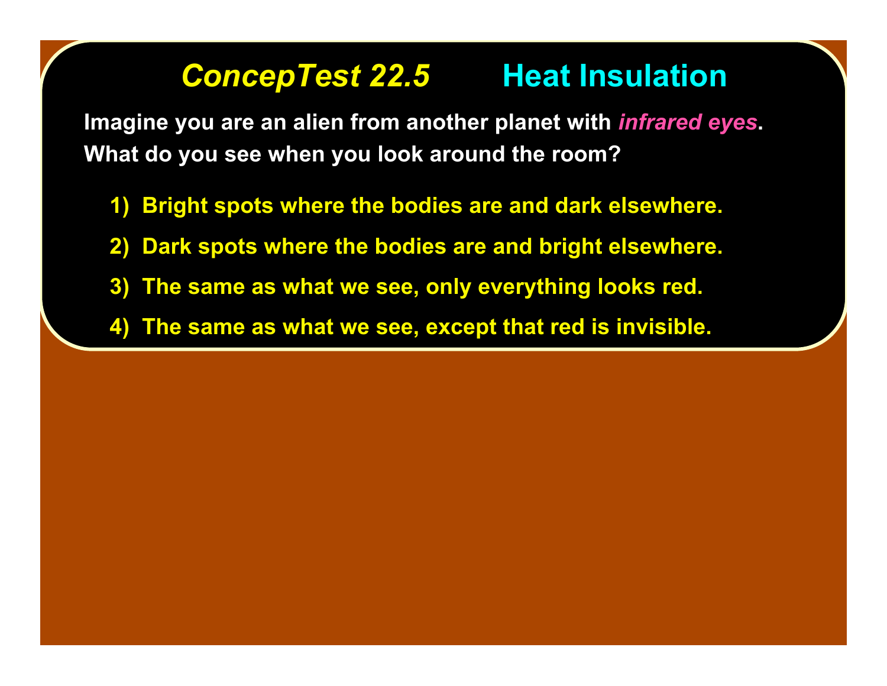# *ConcepTest 22.5* Heat Insulation

Imagine you are an alien from another planet with *infrared eyes*. What do you see when you look around the room?

1) Bright spots where the bodies are and dark elsewhere.
2) Dark spots where the bodies are and bright elsewhere.
3) The same as what we see, only everything looks red.
4) The same as what we see, except that red is invisible.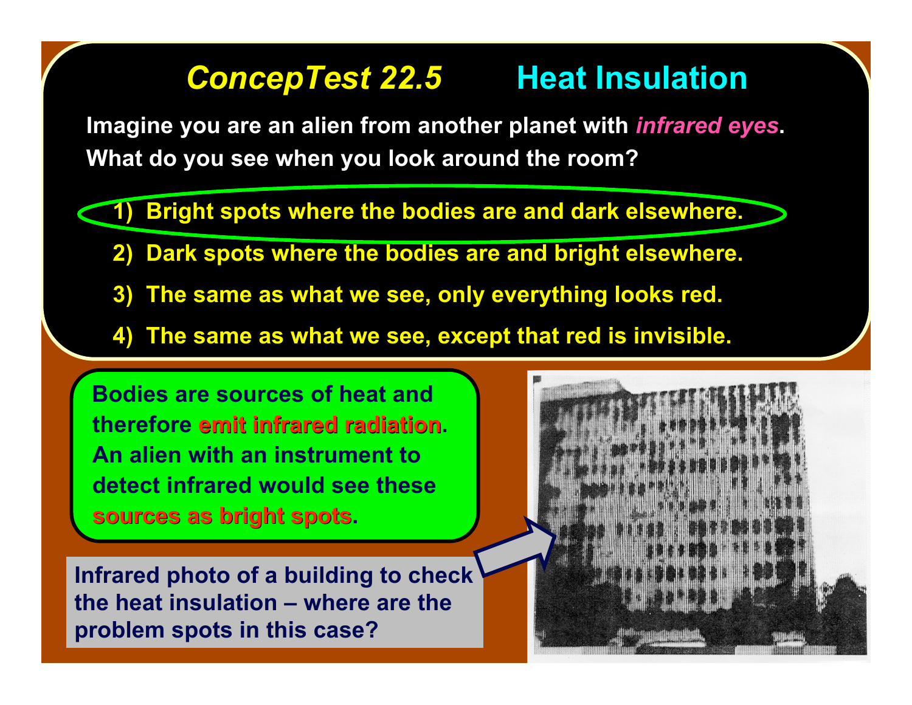# *ConcepTest 22.5* Heat Insulation

Imagine you are an alien from another planet with *infrared eyes*. What do you see when you look around the room?

1) Bright spots where the bodies are and dark elsewhere.
2) Dark spots where the bodies are and bright elsewhere.
3) The same as what we see, only everything looks red.
4) The same as what we see, except that red is invisible.

Bodies are sources of heat and therefore **emit infrared radiation**. An alien with an instrument to detect infrared would see these **sources as bright spots**.

Infrared photo of a building to check the heat insulation – where are the problem spots in this case?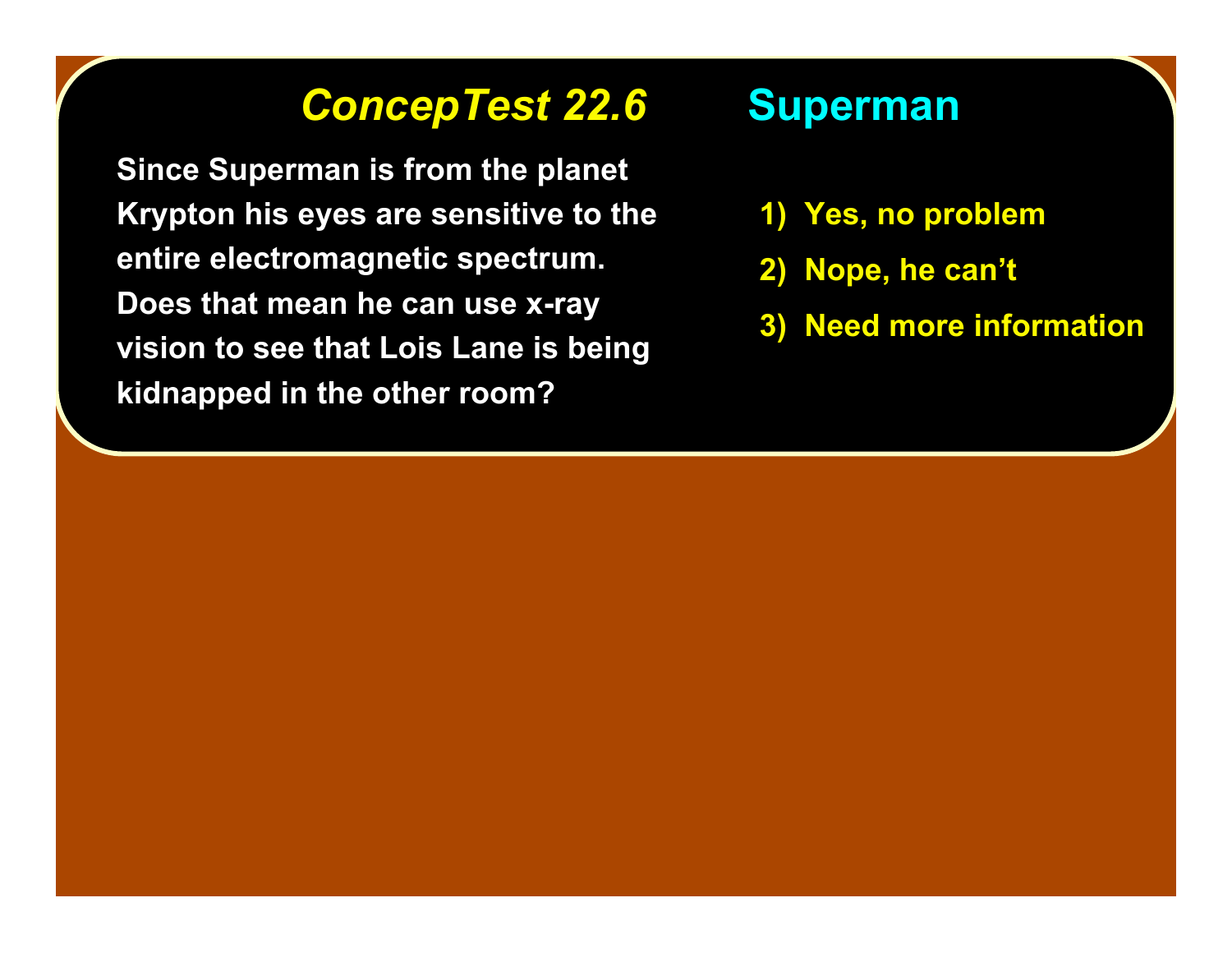# *ConcepTest 22.6* Superman

Since Superman is from the planet Krypton his eyes are sensitive to the entire electromagnetic spectrum. Does that mean he can use x-ray vision to see that Lois Lane is being kidnapped in the other room?

1) Yes, no problem
2) Nope, he can't
3) Need more information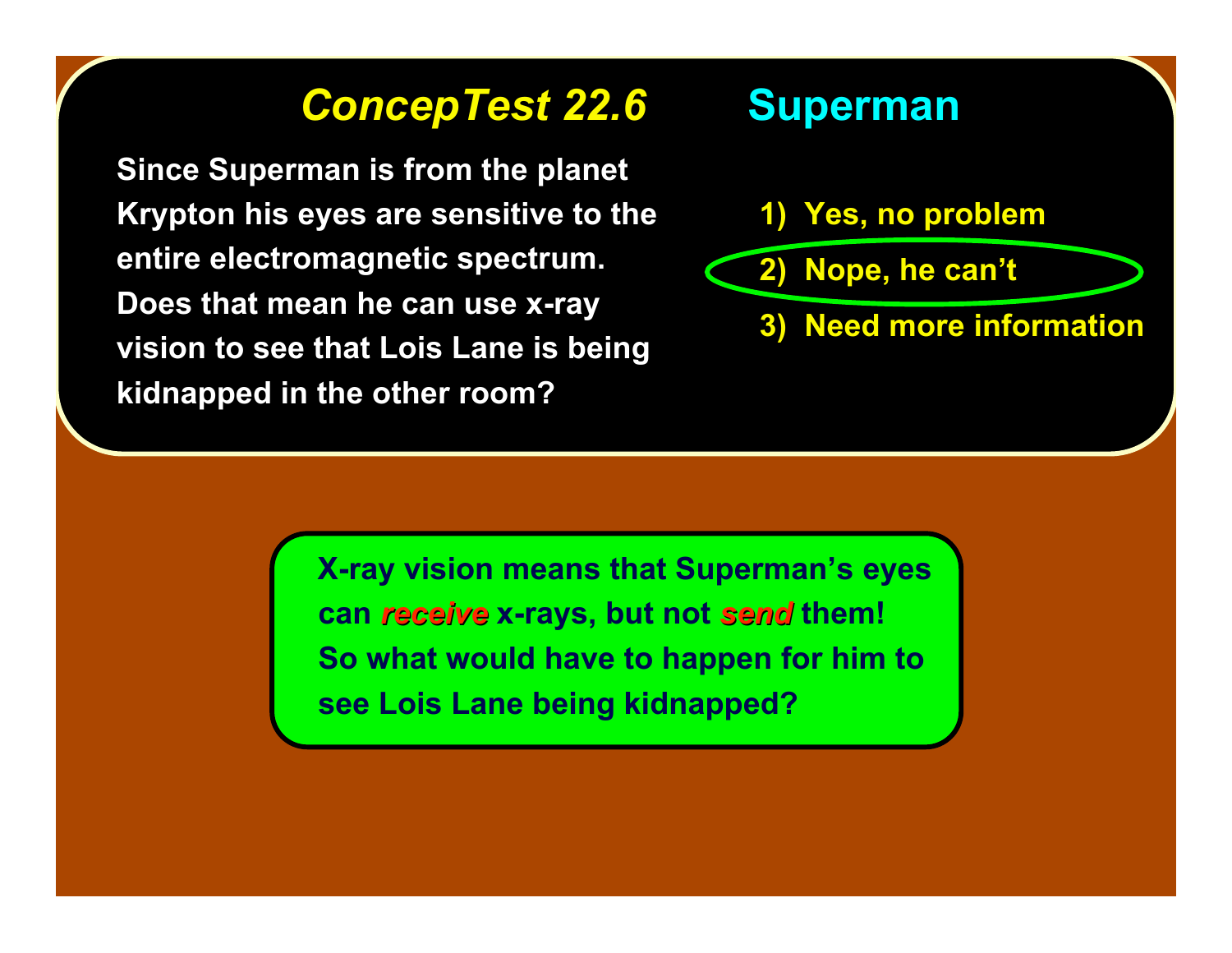## *ConcepTest 22.6* Superman

Since Superman is from the planet Krypton his eyes are sensitive to the entire electromagnetic spectrum. Does that mean he can use x-ray vision to see that Lois Lane is being kidnapped in the other room?

1) Yes, no problem
2) Nope, he can't
3) Need more information

X-ray vision means that Superman's eyes can *receive* x-rays, but not *send* them! So what would have to happen for him to see Lois Lane being kidnapped?